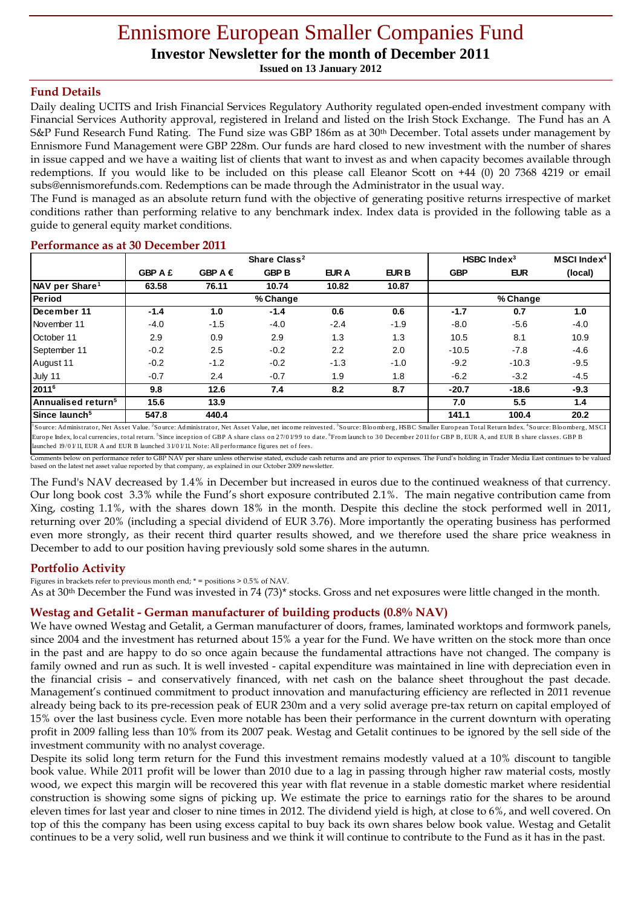# Ennismore European Smaller Companies Fund

## Investor Newsletter for the month of December 2011

**Issued on 13 January 2012**

### Fund Details

Daily dealing UCITS and Irish Financial Services Regulatory Authority regulated open-ended investment company with Financial Services Authority approval, registered in Ireland and listed on the Irish Stock Exchange. The Fund has an A S&P Fund Research Fund Rating. The Fund size was GBP 186m as at 30th December. Total assets under management by Ennismore Fund Management were GBP 228m. Our funds are hard closed to new investment with the number of shares in issue capped and we have a waiting list of clients that want to invest as and when capacity becomes available through redemptions. If you would like to be included on this please call Eleanor Scott on +44 (0) 20 7368 4219 or email subs@ennismorefunds.com. Redemptions can be made through the Administrator in the usual way.

The Fund is managed as an absolute return fund with the objective of generating positive returns irrespective of market conditions rather than performing relative to any benchmark index. Index data is provided in the following table as a guide to general equity market conditions.

### Performance as at 30 December 2011

| | Share Class[2] | | | | | HSBC Index[3] | | MSCI Index[4] |
|---|---|---|---|---|---|---|---|---|
| | GBP A £ | GBP A € | GBP B | EUR A | EUR B | GBP | EUR | (local) |
| **NAV per Share[1]** | **63.58** | **76.11** | **10.74** | **10.82** | **10.87** | | | |
| **Period** | % Change | | | | | % Change | | |
| **December 11** | **-1.4** | **1.0** | **-1.4** | **0.6** | **0.6** | **-1.7** | **0.7** | **1.0** |
| November 11 | -4.0 | -1.5 | -4.0 | -2.4 | -1.9 | -8.0 | -5.6 | -4.0 |
| October 11 | 2.9 | 0.9 | 2.9 | 1.3 | 1.3 | 10.5 | 8.1 | 10.9 |
| September 11 | -0.2 | 2.5 | -0.2 | 2.2 | 2.0 | -10.5 | -7.8 | -4.6 |
| August 11 | -0.2 | -1.2 | -0.2 | -1.3 | -1.0 | -9.2 | -10.3 | -9.5 |
| July 11 | -0.7 | 2.4 | -0.7 | 1.9 | 1.8 | -6.2 | -3.2 | -4.5 |
| **2011[6]** | **9.8** | **12.6** | **7.4** | **8.2** | **8.7** | **-20.7** | **-18.6** | **-9.3** |
| **Annualised return[5]** | **15.6** | **13.9** | | | | **7.0** | **5.5** | **1.4** |
| **Since launch[5]** | **547.8** | **440.4** | | | | **141.1** | **100.4** | **20.2** |

[1]Source: Administrator, Net Asset Value. [2]Source: Administrator, Net Asset Value, net income reinvested. [3]Source: Bloomberg, HSBC Smaller European Total Return Index. [4]Source: Bloomberg, MSCI Europe Index, local currencies, total return. [5]Since inception of GBP A share class on 27/01/99 to date. [6]From launch to 30 December 2011 for GBP B, EUR A, and EUR B share classes. GBP B launched 19/01/11, EUR A and EUR B launched 31/01/11. Note: All performance figures net of fees.

Comments below on performance refer to GBP NAV per share unless otherwise stated, exclude cash returns and are prior to expenses. The Fund's holding in Trader Media East continues to be valued based on the latest net asset value reported by that company, as explained in our October 2009 newsletter.

The Fund's NAV decreased by 1.4% in December but increased in euros due to the continued weakness of that currency. Our long book cost 3.3% while the Fund's short exposure contributed 2.1%. The main negative contribution came from Xing, costing 1.1%, with the shares down 18% in the month. Despite this decline the stock performed well in 2011, returning over 20% (including a special dividend of EUR 3.76). More importantly the operating business has performed even more strongly, as their recent third quarter results showed, and we therefore used the share price weakness in December to add to our position having previously sold some shares in the autumn.

### Portfolio Activity

Figures in brackets refer to previous month end; * = positions > 0.5% of NAV.

As at 30th December the Fund was invested in 74 (73)* stocks. Gross and net exposures were little changed in the month.

### Westag and Getalit - German manufacturer of building products (0.8% NAV)

We have owned Westag and Getalit, a German manufacturer of doors, frames, laminated worktops and formwork panels, since 2004 and the investment has returned about 15% a year for the Fund. We have written on the stock more than once in the past and are happy to do so once again because the fundamental attractions have not changed. The company is family owned and run as such. It is well invested - capital expenditure was maintained in line with depreciation even in the financial crisis – and conservatively financed, with net cash on the balance sheet throughout the past decade. Management's continued commitment to product innovation and manufacturing efficiency are reflected in 2011 revenue already being back to its pre-recession peak of EUR 230m and a very solid average pre-tax return on capital employed of 15% over the last business cycle. Even more notable has been their performance in the current downturn with operating profit in 2009 falling less than 10% from its 2007 peak. Westag and Getalit continues to be ignored by the sell side of the investment community with no analyst coverage.

Despite its solid long term return for the Fund this investment remains modestly valued at a 10% discount to tangible book value. While 2011 profit will be lower than 2010 due to a lag in passing through higher raw material costs, mostly wood, we expect this margin will be recovered this year with flat revenue in a stable domestic market where residential construction is showing some signs of picking up. We estimate the price to earnings ratio for the shares to be around eleven times for last year and closer to nine times in 2012. The dividend yield is high, at close to 6%, and well covered. On top of this the company has been using excess capital to buy back its own shares below book value. Westag and Getalit continues to be a very solid, well run business and we think it will continue to contribute to the Fund as it has in the past.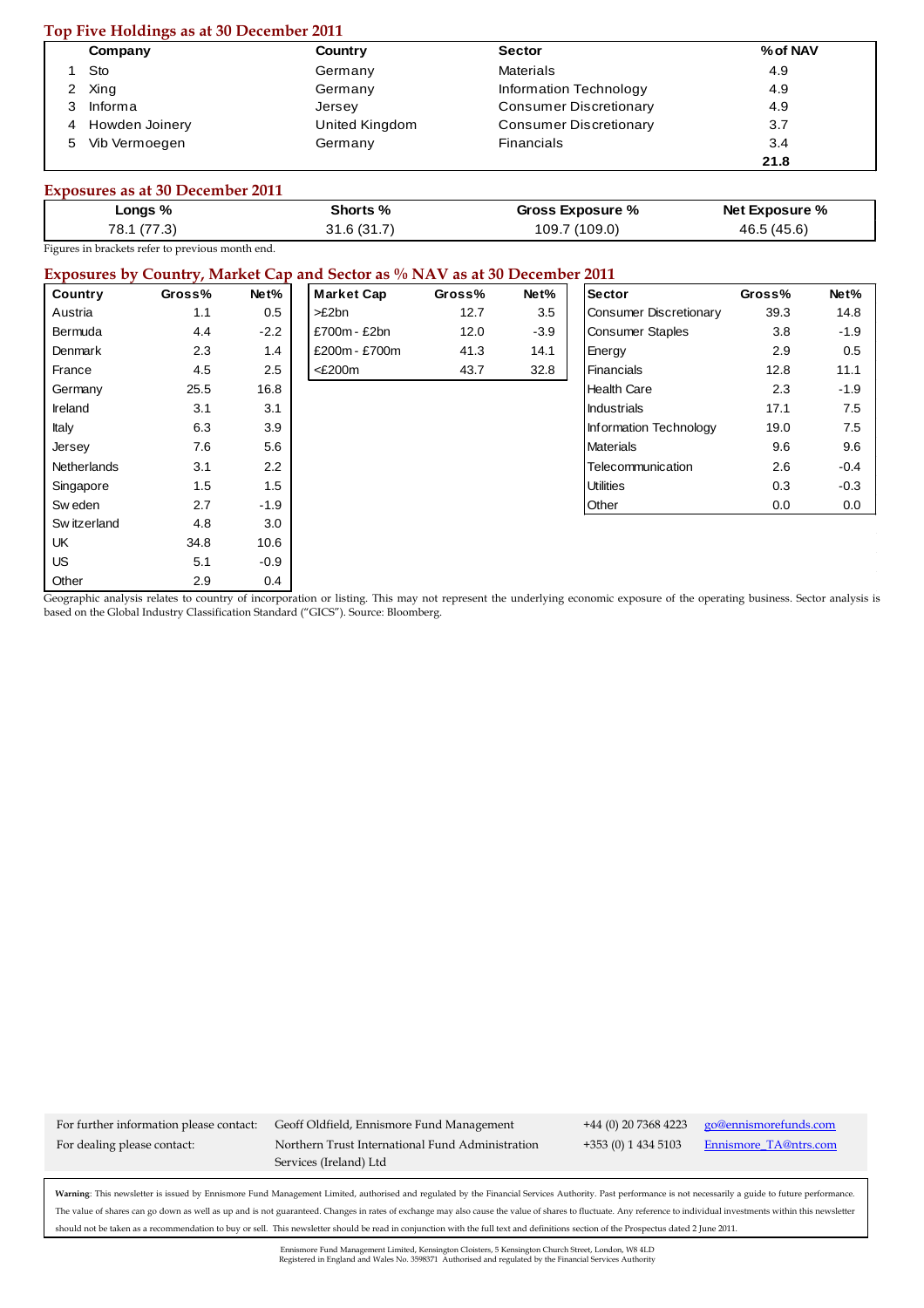## Top Five Holdings as at 30 December 2011

| | Company | Country | Sector | % of NAV |
|---|---|---|---|---|
| 1 | Sto | Germany | Materials | 4.9 |
| 2 | Xing | Germany | Information Technology | 4.9 |
| 3 | Informa | Jersey | Consumer Discretionary | 4.9 |
| 4 | Howden Joinery | United Kingdom | Consumer Discretionary | 3.7 |
| 5 | Vib Vermoegen | Germany | Financials | 3.4 |
| | | | | 21.8 |

## Exposures as at 30 December 2011

| Longs % | Shorts % | Gross Exposure % | Net Exposure % |
|---|---|---|---|
| 78.1 (77.3) | 31.6 (31.7) | 109.7 (109.0) | 46.5 (45.6) |

Figures in brackets refer to previous month end.

## Exposures by Country, Market Cap and Sector as % NAV as at 30 December 2011

| Country | Gross% | Net% |
|---|---|---|
| Austria | 1.1 | 0.5 |
| Bermuda | 4.4 | -2.2 |
| Denmark | 2.3 | 1.4 |
| France | 4.5 | 2.5 |
| Germany | 25.5 | 16.8 |
| Ireland | 3.1 | 3.1 |
| Italy | 6.3 | 3.9 |
| Jersey | 7.6 | 5.6 |
| Netherlands | 3.1 | 2.2 |
| Singapore | 1.5 | 1.5 |
| Sweden | 2.7 | -1.9 |
| Switzerland | 4.8 | 3.0 |
| UK | 34.8 | 10.6 |
| US | 5.1 | -0.9 |
| Other | 2.9 | 0.4 |

| Market Cap | Gross% | Net% |
|---|---|---|
| >£2bn | 12.7 | 3.5 |
| £700m - £2bn | 12.0 | -3.9 |
| £200m - £700m | 41.3 | 14.1 |
| <£200m | 43.7 | 32.8 |

| Sector | Gross% | Net% |
|---|---|---|
| Consumer Discretionary | 39.3 | 14.8 |
| Consumer Staples | 3.8 | -1.9 |
| Energy | 2.9 | 0.5 |
| Financials | 12.8 | 11.1 |
| Health Care | 2.3 | -1.9 |
| Industrials | 17.1 | 7.5 |
| Information Technology | 19.0 | 7.5 |
| Materials | 9.6 | 9.6 |
| Telecommunication | 2.6 | -0.4 |
| Utilities | 0.3 | -0.3 |
| Other | 0.0 | 0.0 |

Geographic analysis relates to country of incorporation or listing. This may not represent the underlying economic exposure of the operating business. Sector analysis is based on the Global Industry Classification Standard ("GICS"). Source: Bloomberg.

| | | | |
|---|---|---|---|
| For further information please contact: | Geoff Oldfield, Ennismore Fund Management | +44 (0) 20 7368 4223 | go@ennismorefunds.com |
| For dealing please contact: | Northern Trust International Fund Administration Services (Ireland) Ltd | +353 (0) 1 434 5103 | Ennismore_TA@ntrs.com |

**Warning**: This newsletter is issued by Ennismore Fund Management Limited, authorised and regulated by the Financial Services Authority. Past performance is not necessarily a guide to future performance. The value of shares can go down as well as up and is not guaranteed. Changes in rates of exchange may also cause the value of shares to fluctuate. Any reference to individual investments within this newsletter should not be taken as a recommendation to buy or sell. This newsletter should be read in conjunction with the full text and definitions section of the Prospectus dated 2 June 2011.

Ennismore Fund Management Limited, Kensington Cloisters, 5 Kensington Church Street, London, W8 4LD
Registered in England and Wales No. 3598371 Authorised and regulated by the Financial Services Authority